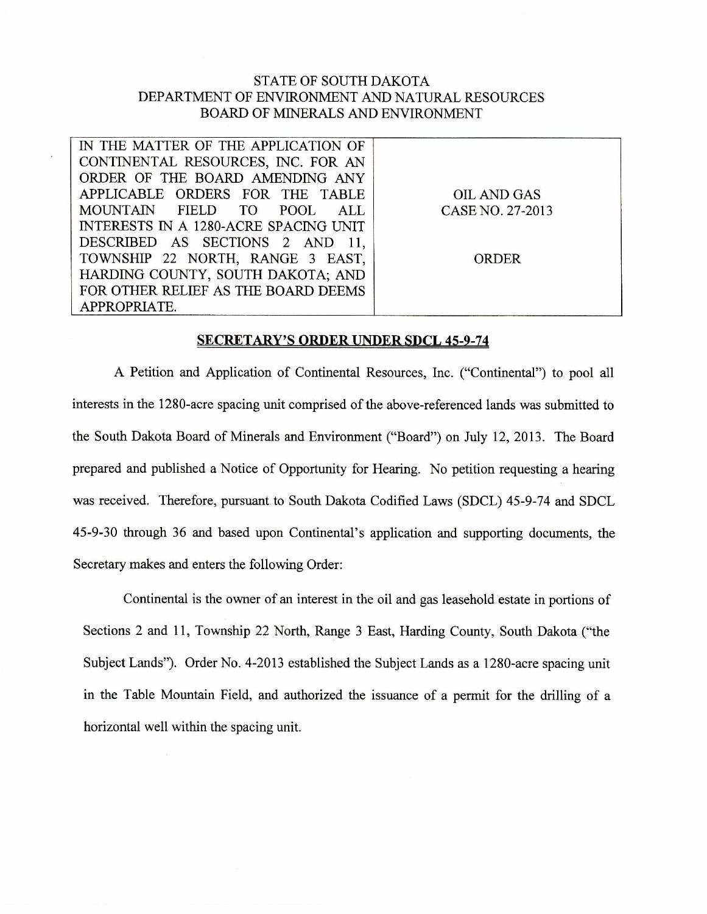STATE OF SOUTH DAKOTA
DEPARTMENT OF ENVIRONMENT AND NATURAL RESOURCES
BOARD OF MINERALS AND ENVIRONMENT

| IN THE MATTER OF THE APPLICATION OF CONTINENTAL RESOURCES, INC. FOR AN ORDER OF THE BOARD AMENDING ANY APPLICABLE ORDERS FOR THE TABLE MOUNTAIN FIELD TO POOL ALL INTERESTS IN A 1280-ACRE SPACING UNIT DESCRIBED AS SECTIONS 2 AND 11, TOWNSHIP 22 NORTH, RANGE 3 EAST, HARDING COUNTY, SOUTH DAKOTA; AND FOR OTHER RELIEF AS THE BOARD DEEMS APPROPRIATE. | OIL AND GAS CASE NO. 27-2013<br><br>ORDER |
|---|---|

**SECRETARY'S ORDER UNDER SDCL 45-9-74**

A Petition and Application of Continental Resources, Inc. ("Continental") to pool all interests in the 1280-acre spacing unit comprised of the above-referenced lands was submitted to the South Dakota Board of Minerals and Environment ("Board") on July 12, 2013. The Board prepared and published a Notice of Opportunity for Hearing. No petition requesting a hearing was received. Therefore, pursuant to South Dakota Codified Laws (SDCL) 45-9-74 and SDCL 45-9-30 through 36 and based upon Continental's application and supporting documents, the Secretary makes and enters the following Order:

Continental is the owner of an interest in the oil and gas leasehold estate in portions of Sections 2 and 11, Township 22 North, Range 3 East, Harding County, South Dakota ("the Subject Lands"). Order No. 4-2013 established the Subject Lands as a 1280-acre spacing unit in the Table Mountain Field, and authorized the issuance of a permit for the drilling of a horizontal well within the spacing unit.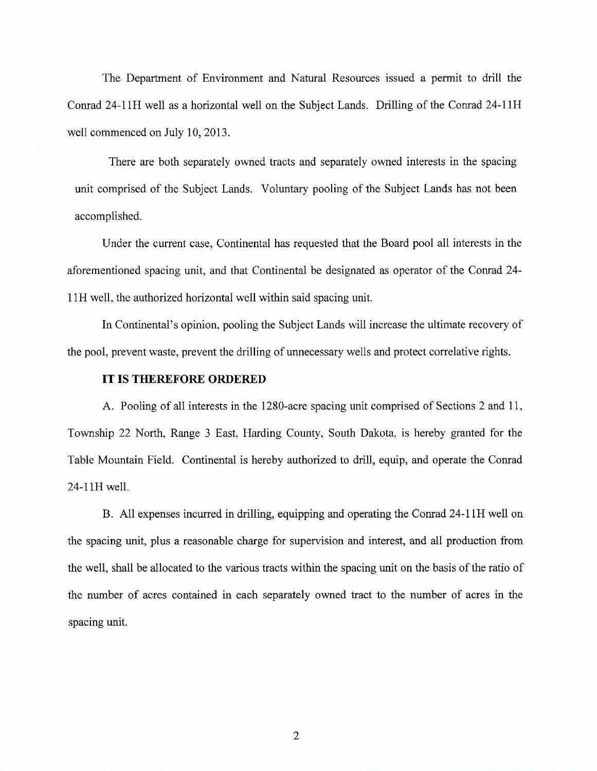The Department of Environment and Natural Resources issued a permit to drill the Conrad 24-11H well as a horizontal well on the Subject Lands. Drilling of the Conrad 24-11H well commenced on July 10, 2013.

There are both separately owned tracts and separately owned interests in the spacing unit comprised of the Subject Lands. Voluntary pooling of the Subject Lands has not been accomplished.

Under the current case, Continental has requested that the Board pool all interests in the aforementioned spacing unit, and that Continental be designated as operator of the Conrad 24-11H well, the authorized horizontal well within said spacing unit.

In Continental's opinion, pooling the Subject Lands will increase the ultimate recovery of the pool, prevent waste, prevent the drilling of unnecessary wells and protect correlative rights.

**IT IS THEREFORE ORDERED**

A. Pooling of all interests in the 1280-acre spacing unit comprised of Sections 2 and 11, Township 22 North, Range 3 East, Harding County, South Dakota, is hereby granted for the Table Mountain Field. Continental is hereby authorized to drill, equip, and operate the Conrad 24-11H well.

B. All expenses incurred in drilling, equipping and operating the Conrad 24-11H well on the spacing unit, plus a reasonable charge for supervision and interest, and all production from the well, shall be allocated to the various tracts within the spacing unit on the basis of the ratio of the number of acres contained in each separately owned tract to the number of acres in the spacing unit.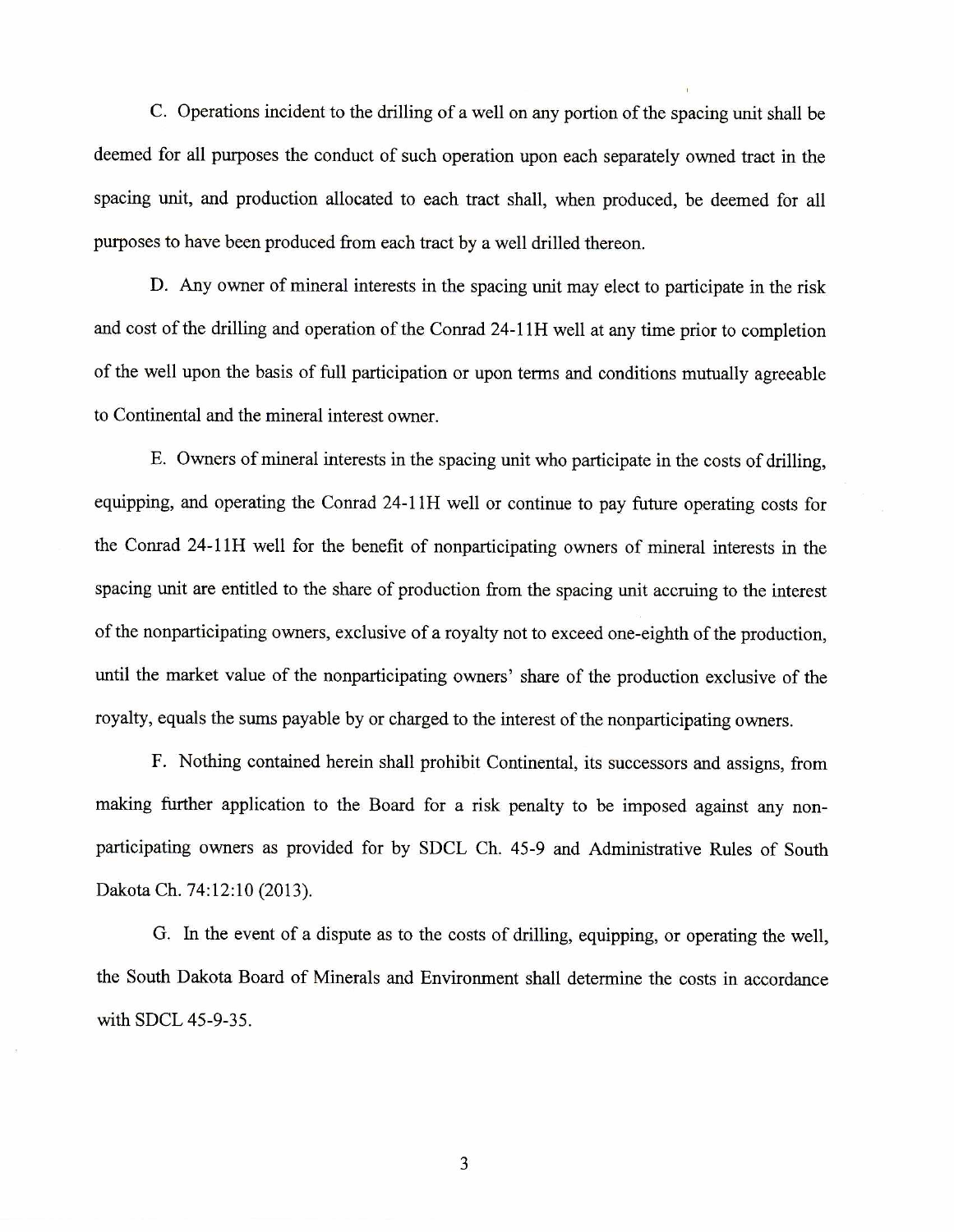C. Operations incident to the drilling of a well on any portion of the spacing unit shall be deemed for all purposes the conduct of such operation upon each separately owned tract in the spacing unit, and production allocated to each tract shall, when produced, be deemed for all purposes to have been produced from each tract by a well drilled thereon.

D. Any owner of mineral interests in the spacing unit may elect to participate in the risk and cost of the drilling and operation of the Conrad 24-11H well at any time prior to completion of the well upon the basis of full participation or upon terms and conditions mutually agreeable to Continental and the mineral interest owner.

E. Owners of mineral interests in the spacing unit who participate in the costs of drilling, equipping, and operating the Conrad 24-11H well or continue to pay future operating costs for the Conrad 24-11H well for the benefit of nonparticipating owners of mineral interests in the spacing unit are entitled to the share of production from the spacing unit accruing to the interest of the nonparticipating owners, exclusive of a royalty not to exceed one-eighth of the production, until the market value of the nonparticipating owners' share of the production exclusive of the royalty, equals the sums payable by or charged to the interest of the nonparticipating owners.

F. Nothing contained herein shall prohibit Continental, its successors and assigns, from making further application to the Board for a risk penalty to be imposed against any non-participating owners as provided for by SDCL Ch. 45-9 and Administrative Rules of South Dakota Ch. 74:12:10 (2013).

G. In the event of a dispute as to the costs of drilling, equipping, or operating the well, the South Dakota Board of Minerals and Environment shall determine the costs in accordance with SDCL 45-9-35.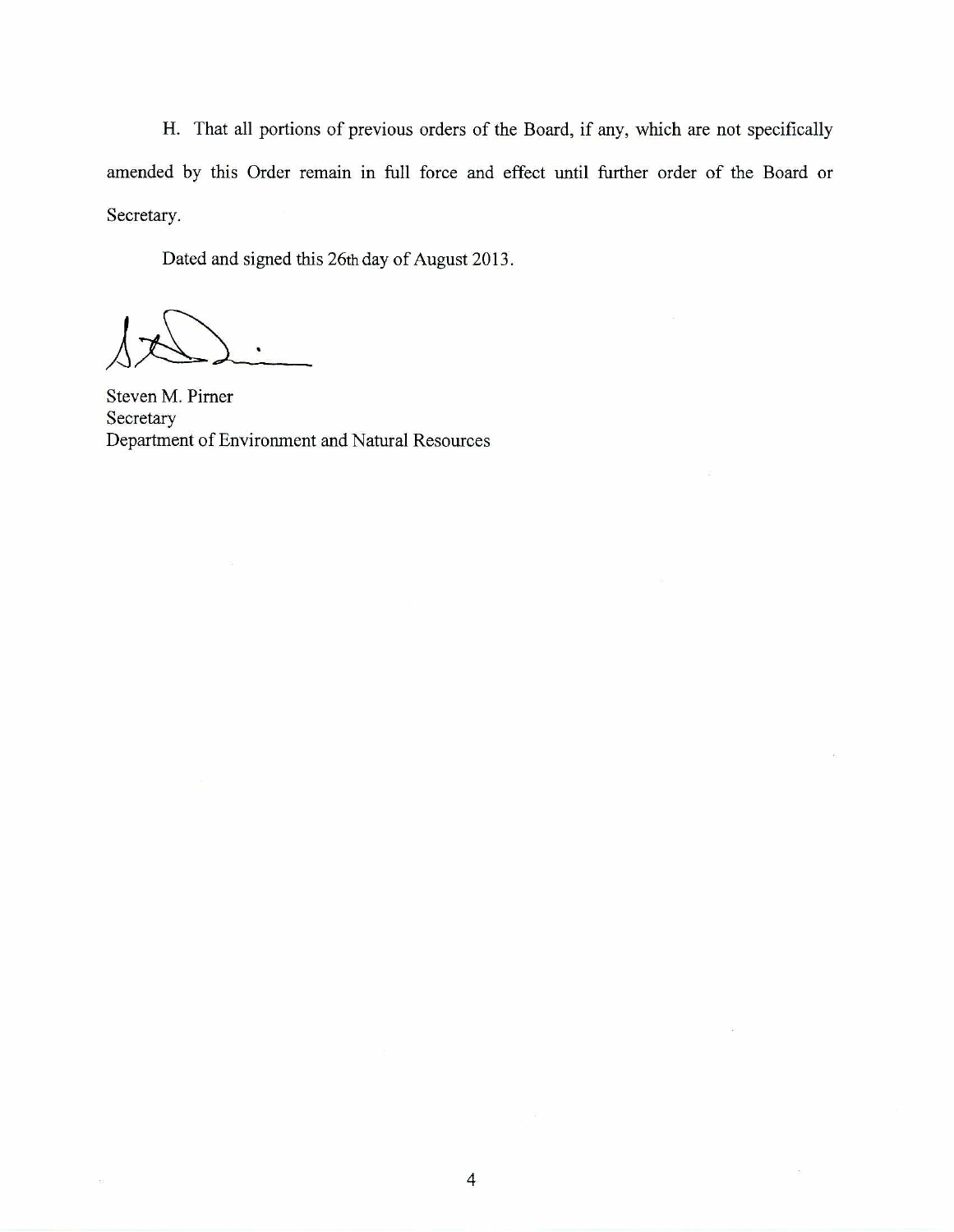H. That all portions of previous orders of the Board, if any, which are not specifically amended by this Order remain in full force and effect until further order of the Board or Secretary.

Dated and signed this 26th day of August 2013.

Steven M. Pirner
Secretary
Department of Environment and Natural Resources